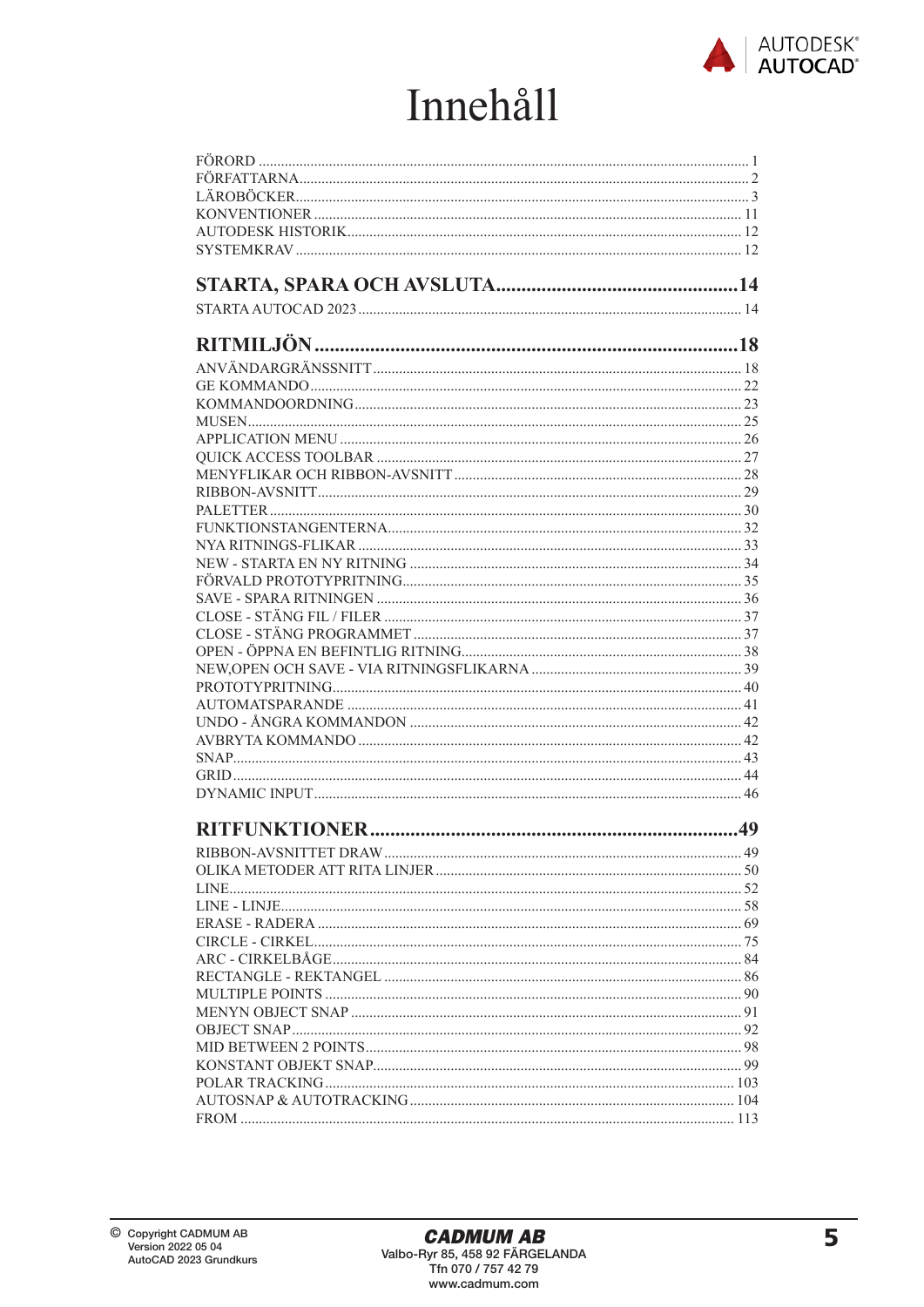# Innehåll

| | |
|---|---|
| FÖRORD | 1 |
| FÖRFATTARNA | 2 |
| LÄROBÖCKER | 3 |
| KONVENTIONER | 11 |
| AUTODESK HISTORIK | 12 |
| SYSTEMKRAV | 12 |
| **STARTA, SPARA OCH AVSLUTA** | **14** |
| STARTA AUTOCAD 2023 | 14 |
| **RITMILJÖN** | **18** |
| ANVÄNDARGRÄNSSNITT | 18 |
| GE KOMMANDO | 22 |
| KOMMANDOORDNING | 23 |
| MUSEN | 25 |
| APPLICATION MENU | 26 |
| QUICK ACCESS TOOLBAR | 27 |
| MENYFLIKAR OCH RIBBON-AVSNITT | 28 |
| RIBBON-AVSNITT | 29 |
| PALETTER | 30 |
| FUNKTIONSTANGENTERNA | 32 |
| NYA RITNINGS-FLIKAR | 33 |
| NEW - STARTA EN NY RITNING | 34 |
| FÖRVALD PROTOTYPRITNING | 35 |
| SAVE - SPARA RITNINGEN | 36 |
| CLOSE - STÄNG FIL / FILER | 37 |
| CLOSE - STÄNG PROGRAMMET | 37 |
| OPEN - ÖPPNA EN BEFINTLIG RITNING | 38 |
| NEW,OPEN OCH SAVE - VIA RITNINGSFLIKARNA | 39 |
| PROTOTYPRITNING | 40 |
| AUTOMATSPARANDE | 41 |
| UNDO - ÅNGRA KOMMANDON | 42 |
| AVBRYTA KOMMANDO | 42 |
| SNAP | 43 |
| GRID | 44 |
| DYNAMIC INPUT | 46 |
| **RITFUNKTIONER** | **49** |
| RIBBON-AVSNITTET DRAW | 49 |
| OLIKA METODER ATT RITA LINJER | 50 |
| LINE | 52 |
| LINE - LINJE | 58 |
| ERASE - RADERA | 69 |
| CIRCLE - CIRKEL | 75 |
| ARC - CIRKELBÅGE | 84 |
| RECTANGLE - REKTANGEL | 86 |
| MULTIPLE POINTS | 90 |
| MENYN OBJECT SNAP | 91 |
| OBJECT SNAP | 92 |
| MID BETWEEN 2 POINTS | 98 |
| KONSTANT OBJEKT SNAP | 99 |
| POLAR TRACKING | 103 |
| AUTOSNAP & AUTOTRACKING | 104 |
| FROM | 113 |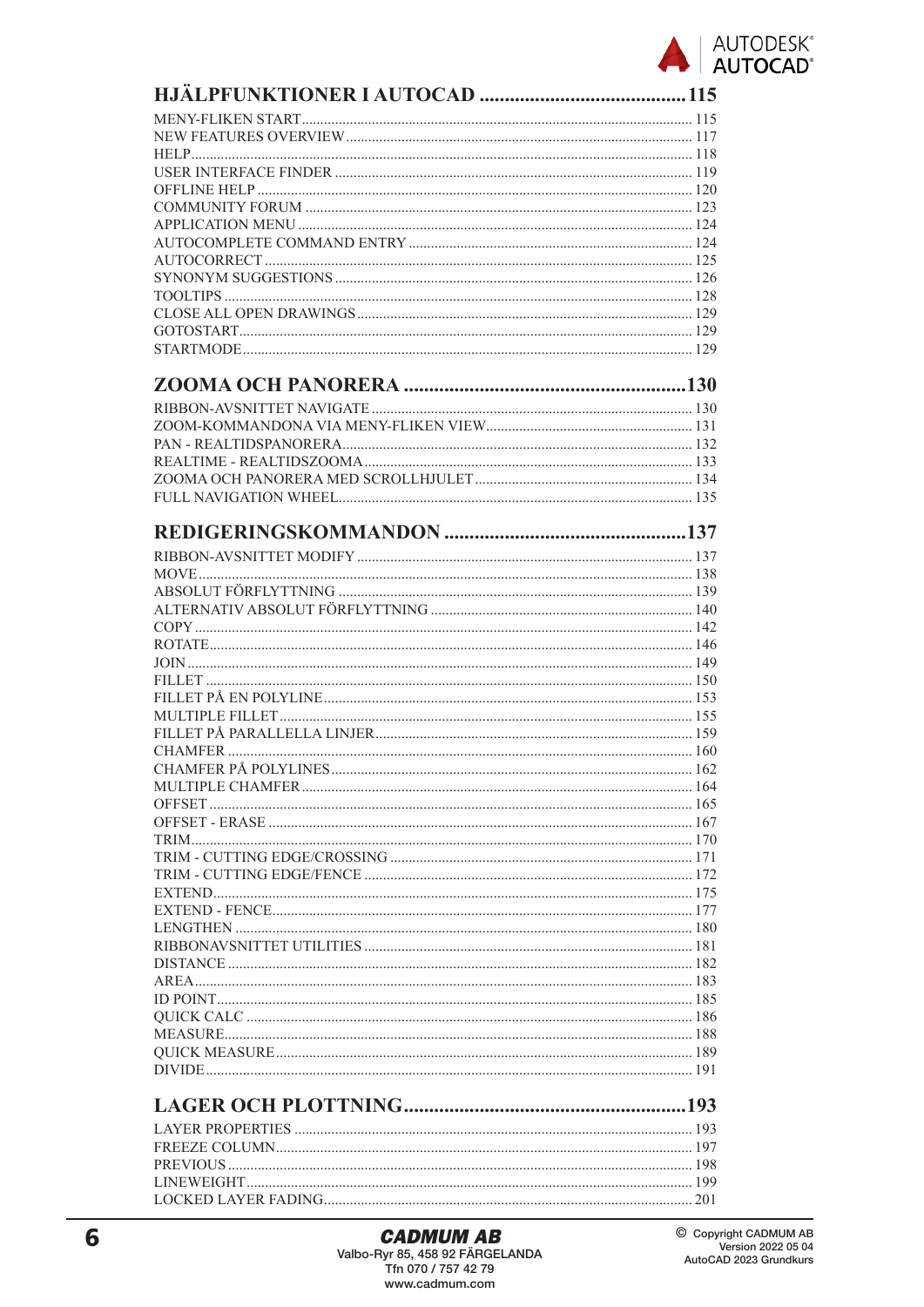## HJÄLPFUNKTIONER I AUTOCAD ........................................ 115

MENY-FLIKEN START ........................................ 115
NEW FEATURES OVERVIEW ........................................ 117
HELP ........................................ 118
USER INTERFACE FINDER ........................................ 119
OFFLINE HELP ........................................ 120
COMMUNITY FORUM ........................................ 123
APPLICATION MENU ........................................ 124
AUTOCOMPLETE COMMAND ENTRY ........................................ 124
AUTOCORRECT ........................................ 125
SYNONYM SUGGESTIONS ........................................ 126
TOOLTIPS ........................................ 128
CLOSE ALL OPEN DRAWINGS ........................................ 129
GOTOSTART ........................................ 129
STARTMODE ........................................ 129

## ZOOMA OCH PANORERA ........................................ 130

RIBBON-AVSNITTET NAVIGATE ........................................ 130
ZOOM-KOMMANDONA VIA MENY-FLIKEN VIEW ........................................ 131
PAN - REALTIDSPANORERA ........................................ 132
REALTIME - REALTIDSZOOMA ........................................ 133
ZOOMA OCH PANORERA MED SCROLLHJULET ........................................ 134
FULL NAVIGATION WHEEL ........................................ 135

## REDIGERINGSKOMMANDON ........................................ 137

RIBBON-AVSNITTET MODIFY ........................................ 137
MOVE ........................................ 138
ABSOLUT FÖRFLYTTNING ........................................ 139
ALTERNATIV ABSOLUT FÖRFLYTTNING ........................................ 140
COPY ........................................ 142
ROTATE ........................................ 146
JOIN ........................................ 149
FILLET ........................................ 150
FILLET PÅ EN POLYLINE ........................................ 153
MULTIPLE FILLET ........................................ 155
FILLET PÅ PARALLELLA LINJER ........................................ 159
CHAMFER ........................................ 160
CHAMFER PÅ POLYLINES ........................................ 162
MULTIPLE CHAMFER ........................................ 164
OFFSET ........................................ 165
OFFSET - ERASE ........................................ 167
TRIM ........................................ 170
TRIM - CUTTING EDGE/CROSSING ........................................ 171
TRIM - CUTTING EDGE/FENCE ........................................ 172
EXTEND ........................................ 175
EXTEND - FENCE ........................................ 177
LENGTHEN ........................................ 180
RIBBONAVSNITTET UTILITIES ........................................ 181
DISTANCE ........................................ 182
AREA ........................................ 183
ID POINT ........................................ 185
QUICK CALC ........................................ 186
MEASURE ........................................ 188
QUICK MEASURE ........................................ 189
DIVIDE ........................................ 191

## LAGER OCH PLOTTNING ........................................ 193

LAYER PROPERTIES ........................................ 193
FREEZE COLUMN ........................................ 197
PREVIOUS ........................................ 198
LINEWEIGHT ........................................ 199
LOCKED LAYER FADING ........................................ 201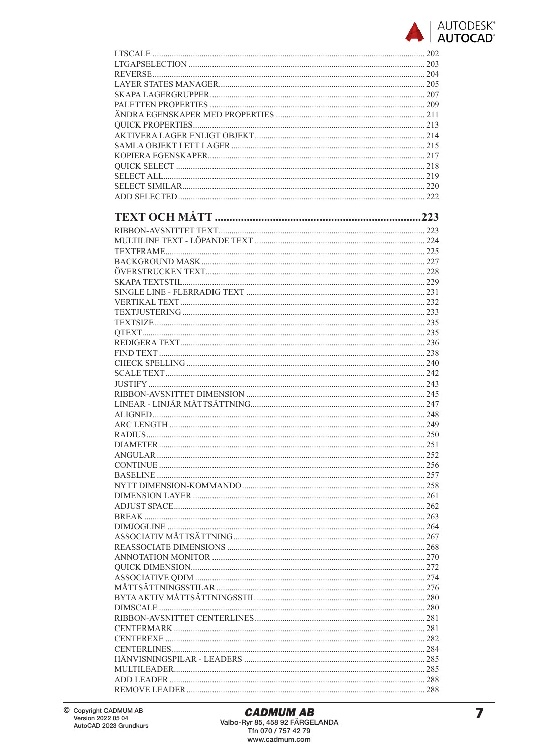LTSCALE ........ 202
LTGAPSELECTION ........ 203
REVERSE ........ 204
LAYER STATES MANAGER ........ 205
SKAPA LAGERGRUPPER ........ 207
PALETTEN PROPERTIES ........ 209
ÄNDRA EGENSKAPER MED PROPERTIES ........ 211
QUICK PROPERTIES ........ 213
AKTIVERA LAGER ENLIGT OBJEKT ........ 214
SAMLA OBJEKT I ETT LAGER ........ 215
KOPIERA EGENSKAPER ........ 217
QUICK SELECT ........ 218
SELECT ALL ........ 219
SELECT SIMILAR ........ 220
ADD SELECTED ........ 222

## TEXT OCH MÅTT ........ 223

RIBBON-AVSNITTET TEXT ........ 223
MULTILINE TEXT - LÖPANDE TEXT ........ 224
TEXTFRAME ........ 225
BACKGROUND MASK ........ 227
ÖVERSTRUCKEN TEXT ........ 228
SKAPA TEXTSTIL ........ 229
SINGLE LINE - FLERRADIG TEXT ........ 231
VERTIKAL TEXT ........ 232
TEXTJUSTERING ........ 233
TEXTSIZE ........ 235
QTEXT ........ 235
REDIGERA TEXT ........ 236
FIND TEXT ........ 238
CHECK SPELLING ........ 240
SCALE TEXT ........ 242
JUSTIFY ........ 243
RIBBON-AVSNITTET DIMENSION ........ 245
LINEAR - LINJÄR MÅTTSÄTTNING ........ 247
ALIGNED ........ 248
ARC LENGTH ........ 249
RADIUS ........ 250
DIAMETER ........ 251
ANGULAR ........ 252
CONTINUE ........ 256
BASELINE ........ 257
NYTT DIMENSION-KOMMANDO ........ 258
DIMENSION LAYER ........ 261
ADJUST SPACE ........ 262
BREAK ........ 263
DIMJOGLINE ........ 264
ASSOCIATIV MÅTTSÄTTNING ........ 267
REASSOCIATE DIMENSIONS ........ 268
ANNOTATION MONITOR ........ 270
QUICK DIMENSION ........ 272
ASSOCIATIVE QDIM ........ 274
MÅTTSÄTTNINGSSTILAR ........ 276
BYTA AKTIV MÅTTSÄTTNINGSSTIL ........ 280
DIMSCALE ........ 280
RIBBON-AVSNITTET CENTERLINES ........ 281
CENTERMARK ........ 281
CENTEREXE ........ 282
CENTERLINES ........ 284
HÄNVISNINGSPILAR - LEADERS ........ 285
MULTILEADER ........ 285
ADD LEADER ........ 288
REMOVE LEADER ........ 288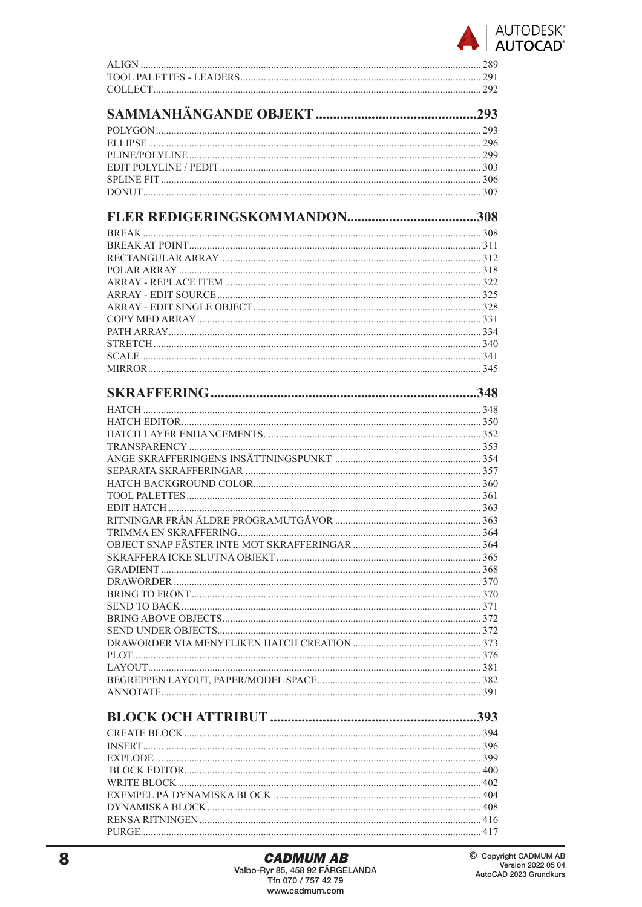ALIGN ..... 289
TOOL PALETTES - LEADERS ..... 291
COLLECT ..... 292

## SAMMANHÄNGANDE OBJEKT ..... 293

POLYGON ..... 293
ELLIPSE ..... 296
PLINE/POLYLINE ..... 299
EDIT POLYLINE / PEDIT ..... 303
SPLINE FIT ..... 306
DONUT ..... 307

## FLER REDIGERINGSKOMMANDON ..... 308

BREAK ..... 308
BREAK AT POINT ..... 311
RECTANGULAR ARRAY ..... 312
POLAR ARRAY ..... 318
ARRAY - REPLACE ITEM ..... 322
ARRAY - EDIT SOURCE ..... 325
ARRAY - EDIT SINGLE OBJECT ..... 328
COPY MED ARRAY ..... 331
PATH ARRAY ..... 334
STRETCH ..... 340
SCALE ..... 341
MIRROR ..... 345

## SKRAFFERING ..... 348

HATCH ..... 348
HATCH EDITOR ..... 350
HATCH LAYER ENHANCEMENTS ..... 352
TRANSPARENCY ..... 353
ANGE SKRAFFERINGENS INSÄTTNINGSPUNKT ..... 354
SEPARATA SKRAFFERINGAR ..... 357
HATCH BACKGROUND COLOR ..... 360
TOOL PALETTES ..... 361
EDIT HATCH ..... 363
RITNINGAR FRÅN ÄLDRE PROGRAMUTGÅVOR ..... 363
TRIMMA EN SKRAFFERING ..... 364
OBJECT SNAP FÄSTER INTE MOT SKRAFFERINGAR ..... 364
SKRAFFERA ICKE SLUTNA OBJEKT ..... 365
GRADIENT ..... 368
DRAWORDER ..... 370
BRING TO FRONT ..... 370
SEND TO BACK ..... 371
BRING ABOVE OBJECTS ..... 372
SEND UNDER OBJECTS ..... 372
DRAWORDER VIA MENYFLIKEN HATCH CREATION ..... 373
PLOT ..... 376
LAYOUT ..... 381
BEGREPPEN LAYOUT, PAPER/MODEL SPACE ..... 382
ANNOTATE ..... 391

## BLOCK OCH ATTRIBUT ..... 393

CREATE BLOCK ..... 394
INSERT ..... 396
EXPLODE ..... 399
BLOCK EDITOR ..... 400
WRITE BLOCK ..... 402
EXEMPEL PÅ DYNAMISKA BLOCK ..... 404
DYNAMISKA BLOCK ..... 408
RENSA RITNINGEN ..... 416
PURGE ..... 417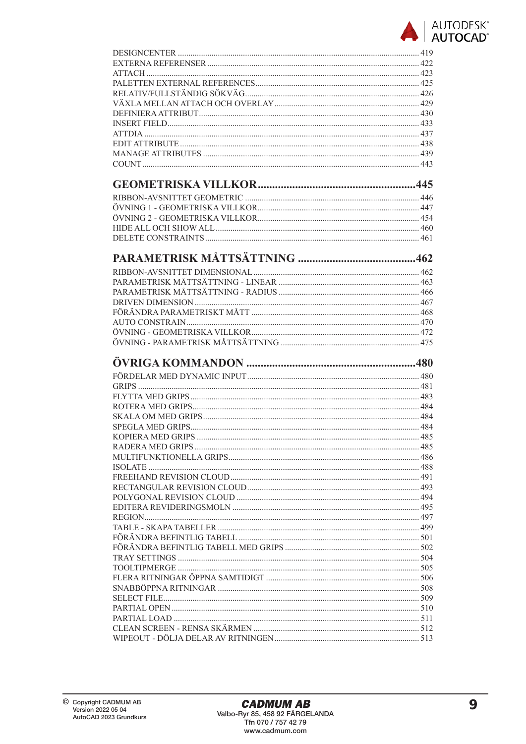DESIGNCENTER ........ 419
EXTERNA REFERENSER ........ 422
ATTACH ........ 423
PALETTEN EXTERNAL REFERENCES ........ 425
RELATIV/FULLSTÄNDIG SÖKVÄG ........ 426
VÄXLA MELLAN ATTACH OCH OVERLAY ........ 429
DEFINIERA ATTRIBUT ........ 430
INSERT FIELD ........ 433
ATTDIA ........ 437
EDIT ATTRIBUTE ........ 438
MANAGE ATTRIBUTES ........ 439
COUNT ........ 443

## GEOMETRISKA VILLKOR ........ 445

RIBBON-AVSNITTET GEOMETRIC ........ 446
ÖVNING 1 - GEOMETRISKA VILLKOR ........ 447
ÖVNING 2 - GEOMETRISKA VILLKOR ........ 454
HIDE ALL OCH SHOW ALL ........ 460
DELETE CONSTRAINTS ........ 461

## PARAMETRISK MÅTTSÄTTNING ........ 462

RIBBON-AVSNITTET DIMENSIONAL ........ 462
PARAMETRISK MÅTTSÄTTNING - LINEAR ........ 463
PARAMETRISK MÅTTSÄTTNING - RADIUS ........ 466
DRIVEN DIMENSION ........ 467
FÖRÄNDRA PARAMETRISKT MÅTT ........ 468
AUTO CONSTRAIN ........ 470
ÖVNING - GEOMETRISKA VILLKOR ........ 472
ÖVNING - PARAMETRISK MÅTTSÄTTNING ........ 475

## ÖVRIGA KOMMANDON ........ 480

FÖRDELAR MED DYNAMIC INPUT ........ 480
GRIPS ........ 481
FLYTTA MED GRIPS ........ 483
ROTERA MED GRIPS ........ 484
SKALA OM MED GRIPS ........ 484
SPEGLA MED GRIPS ........ 484
KOPIERA MED GRIPS ........ 485
RADERA MED GRIPS ........ 485
MULTIFUNKTIONELLA GRIPS ........ 486
ISOLATE ........ 488
FREEHAND REVISION CLOUD ........ 491
RECTANGULAR REVISION CLOUD ........ 493
POLYGONAL REVISION CLOUD ........ 494
EDITERA REVIDERINGSMOLN ........ 495
REGION ........ 497
TABLE - SKAPA TABELLER ........ 499
FÖRÄNDRA BEFINTLIG TABELL ........ 501
FÖRÄNDRA BEFINTLIG TABELL MED GRIPS ........ 502
TRAY SETTINGS ........ 504
TOOLTIPMERGE ........ 505
FLERA RITNINGAR ÖPPNA SAMTIDIGT ........ 506
SNABBÖPPNA RITNINGAR ........ 508
SELECT FILE ........ 509
PARTIAL OPEN ........ 510
PARTIAL LOAD ........ 511
CLEAN SCREEN - RENSA SKÄRMEN ........ 512
WIPEOUT - DÖLJA DELAR AV RITNINGEN ........ 513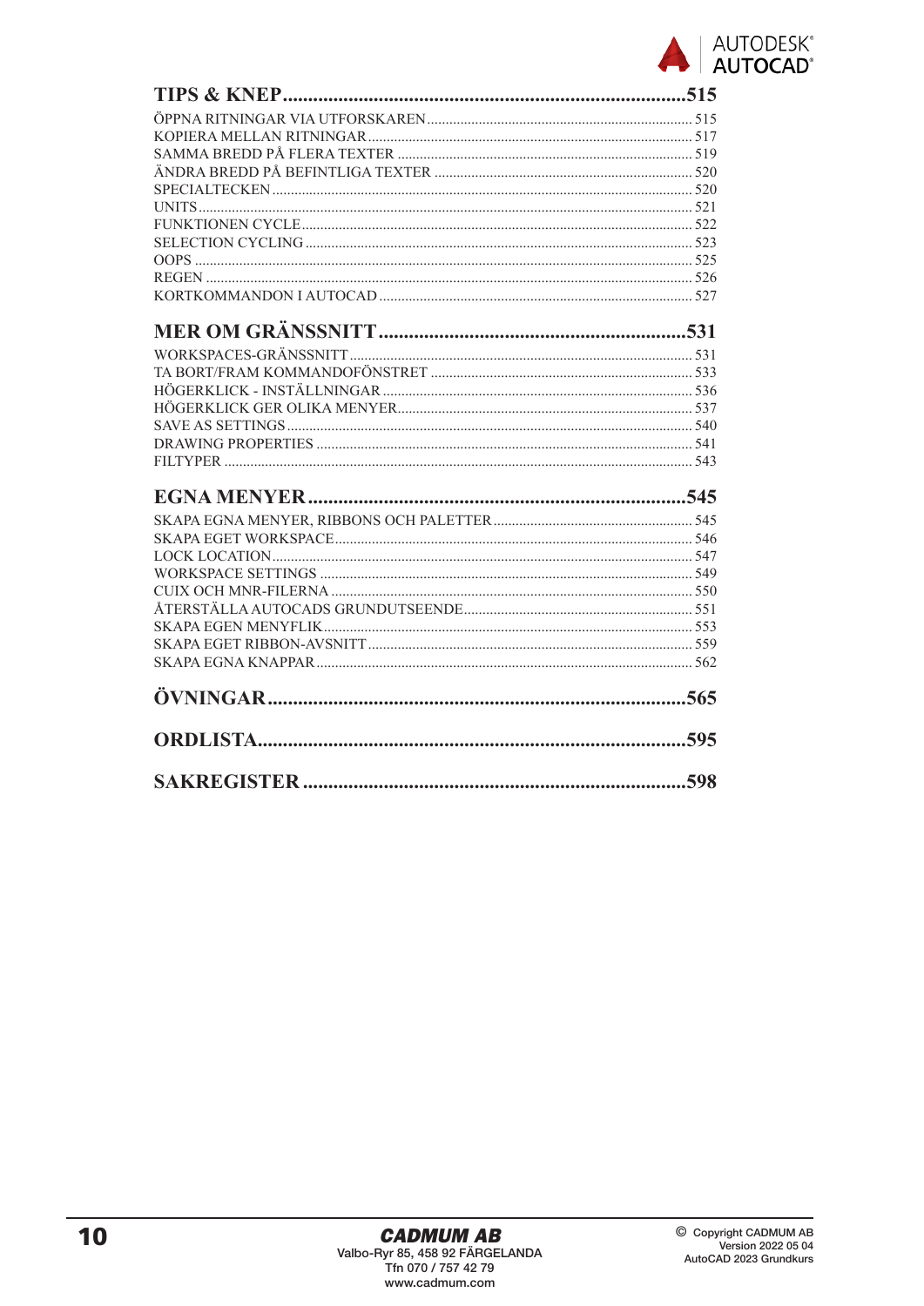## TIPS & KNEP ... 515

ÖPPNA RITNINGAR VIA UTFORSKAREN ... 515
KOPIERA MELLAN RITNINGAR ... 517
SAMMA BREDD PÅ FLERA TEXTER ... 519
ÄNDRA BREDD PÅ BEFINTLIGA TEXTER ... 520
SPECIALTECKEN ... 520
UNITS ... 521
FUNKTIONEN CYCLE ... 522
SELECTION CYCLING ... 523
OOPS ... 525
REGEN ... 526
KORTKOMMANDON I AUTOCAD ... 527

## MER OM GRÄNSSNITT ... 531

WORKSPACES-GRÄNSSNITT ... 531
TA BORT/FRAM KOMMANDOFÖNSTRET ... 533
HÖGERKLICK - INSTÄLLNINGAR ... 536
HÖGERKLICK GER OLIKA MENYER ... 537
SAVE AS SETTINGS ... 540
DRAWING PROPERTIES ... 541
FILTYPER ... 543

## EGNA MENYER ... 545

SKAPA EGNA MENYER, RIBBONS OCH PALETTER ... 545
SKAPA EGET WORKSPACE ... 546
LOCK LOCATION ... 547
WORKSPACE SETTINGS ... 549
CUIX OCH MNR-FILERNA ... 550
ÅTERSTÄLLA AUTOCADS GRUNDUTSEENDE ... 551
SKAPA EGEN MENYFLIK ... 553
SKAPA EGET RIBBON-AVSNITT ... 559
SKAPA EGNA KNAPPAR ... 562

## ÖVNINGAR ... 565

## ORDLISTA ... 595

## SAKREGISTER ... 598